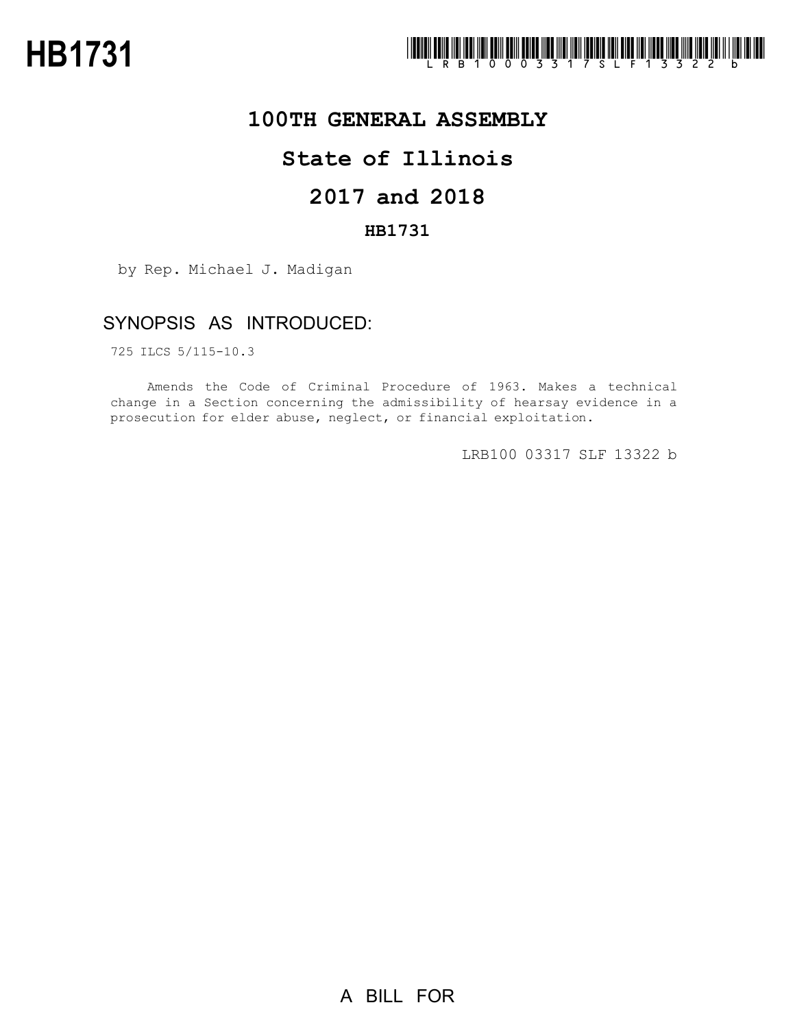# HB1731

LRB100 03317 SLF 13322 b

## 100TH GENERAL ASSEMBLY

## State of Illinois

## 2017 and 2018

### HB1731

by Rep. Michael J. Madigan

## SYNOPSIS AS INTRODUCED:

725 ILCS 5/115-10.3

Amends the Code of Criminal Procedure of 1963. Makes a technical change in a Section concerning the admissibility of hearsay evidence in a prosecution for elder abuse, neglect, or financial exploitation.

LRB100 03317 SLF 13322 b

A BILL FOR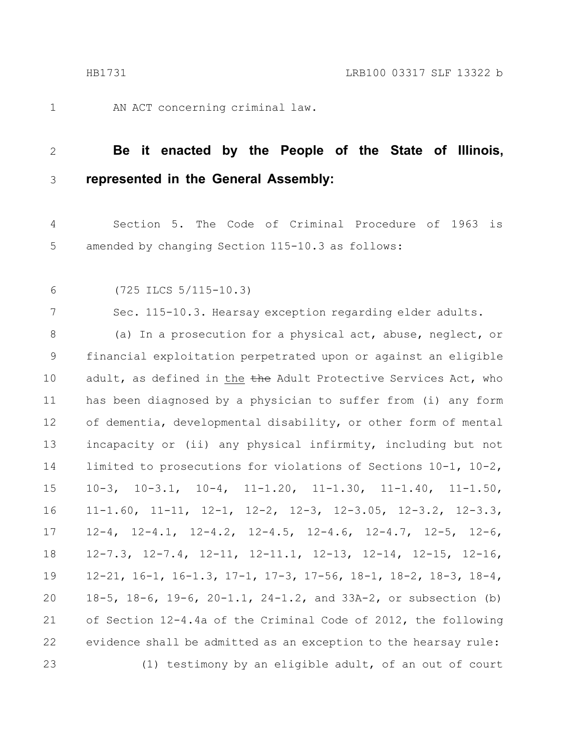AN ACT concerning criminal law.

**Be it enacted by the People of the State of Illinois, represented in the General Assembly:**

Section 5. The Code of Criminal Procedure of 1963 is amended by changing Section 115-10.3 as follows:

(725 ILCS 5/115-10.3)

Sec. 115-10.3. Hearsay exception regarding elder adults.

(a) In a prosecution for a physical act, abuse, neglect, or financial exploitation perpetrated upon or against an eligible adult, as defined in <u>the</u> ~~the~~ Adult Protective Services Act, who has been diagnosed by a physician to suffer from (i) any form of dementia, developmental disability, or other form of mental incapacity or (ii) any physical infirmity, including but not limited to prosecutions for violations of Sections 10-1, 10-2, 10-3, 10-3.1, 10-4, 11-1.20, 11-1.30, 11-1.40, 11-1.50, 11-1.60, 11-11, 12-1, 12-2, 12-3, 12-3.05, 12-3.2, 12-3.3, 12-4, 12-4.1, 12-4.2, 12-4.5, 12-4.6, 12-4.7, 12-5, 12-6, 12-7.3, 12-7.4, 12-11, 12-11.1, 12-13, 12-14, 12-15, 12-16, 12-21, 16-1, 16-1.3, 17-1, 17-3, 17-56, 18-1, 18-2, 18-3, 18-4, 18-5, 18-6, 19-6, 20-1.1, 24-1.2, and 33A-2, or subsection (b) of Section 12-4.4a of the Criminal Code of 2012, the following evidence shall be admitted as an exception to the hearsay rule:

(1) testimony by an eligible adult, of an out of court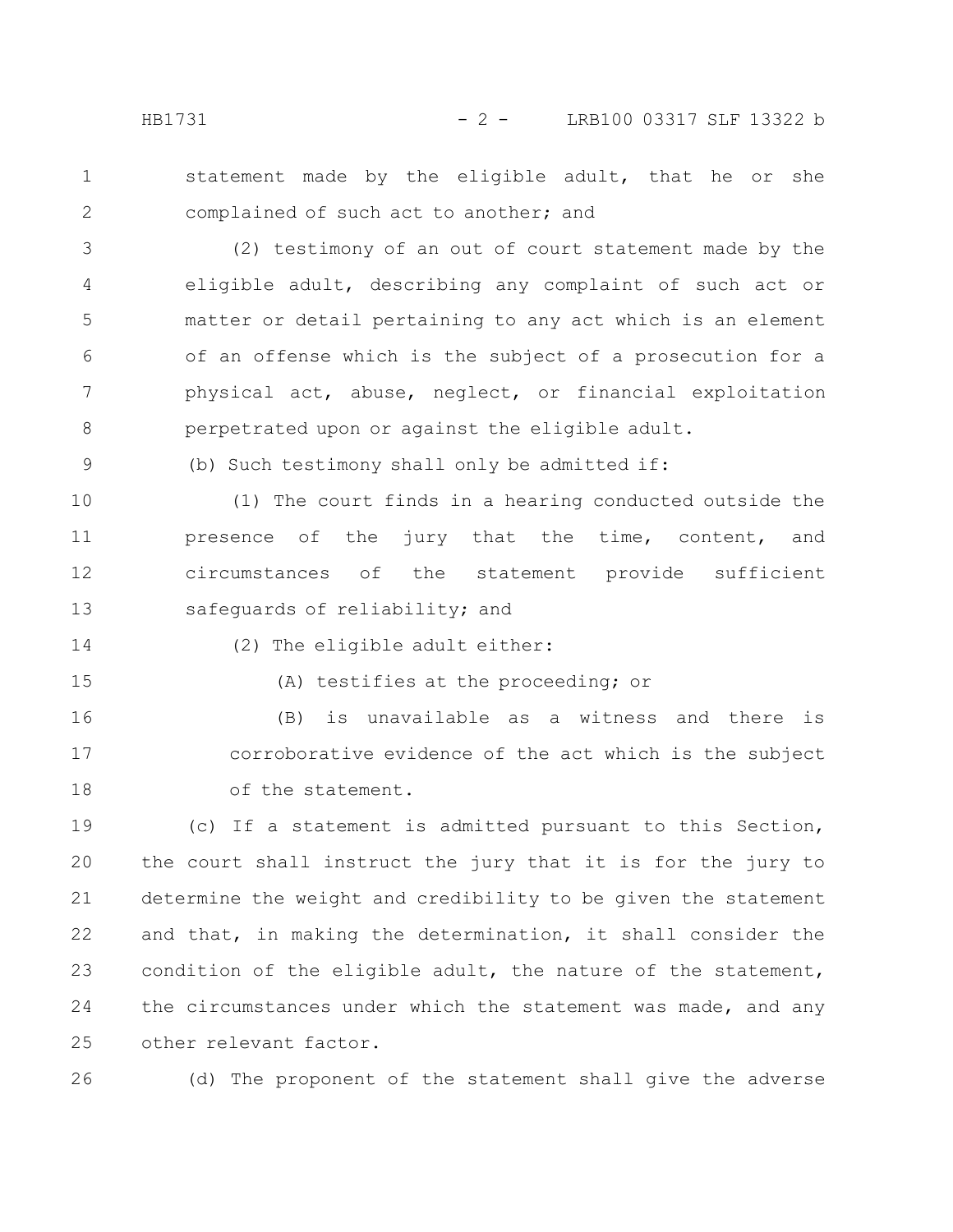statement made by the eligible adult, that he or she complained of such act to another; and

(2) testimony of an out of court statement made by the eligible adult, describing any complaint of such act or matter or detail pertaining to any act which is an element of an offense which is the subject of a prosecution for a physical act, abuse, neglect, or financial exploitation perpetrated upon or against the eligible adult.

(b) Such testimony shall only be admitted if:

(1) The court finds in a hearing conducted outside the presence of the jury that the time, content, and circumstances of the statement provide sufficient safeguards of reliability; and

(2) The eligible adult either:

(A) testifies at the proceeding; or

(B) is unavailable as a witness and there is corroborative evidence of the act which is the subject of the statement.

(c) If a statement is admitted pursuant to this Section, the court shall instruct the jury that it is for the jury to determine the weight and credibility to be given the statement and that, in making the determination, it shall consider the condition of the eligible adult, the nature of the statement, the circumstances under which the statement was made, and any other relevant factor.

(d) The proponent of the statement shall give the adverse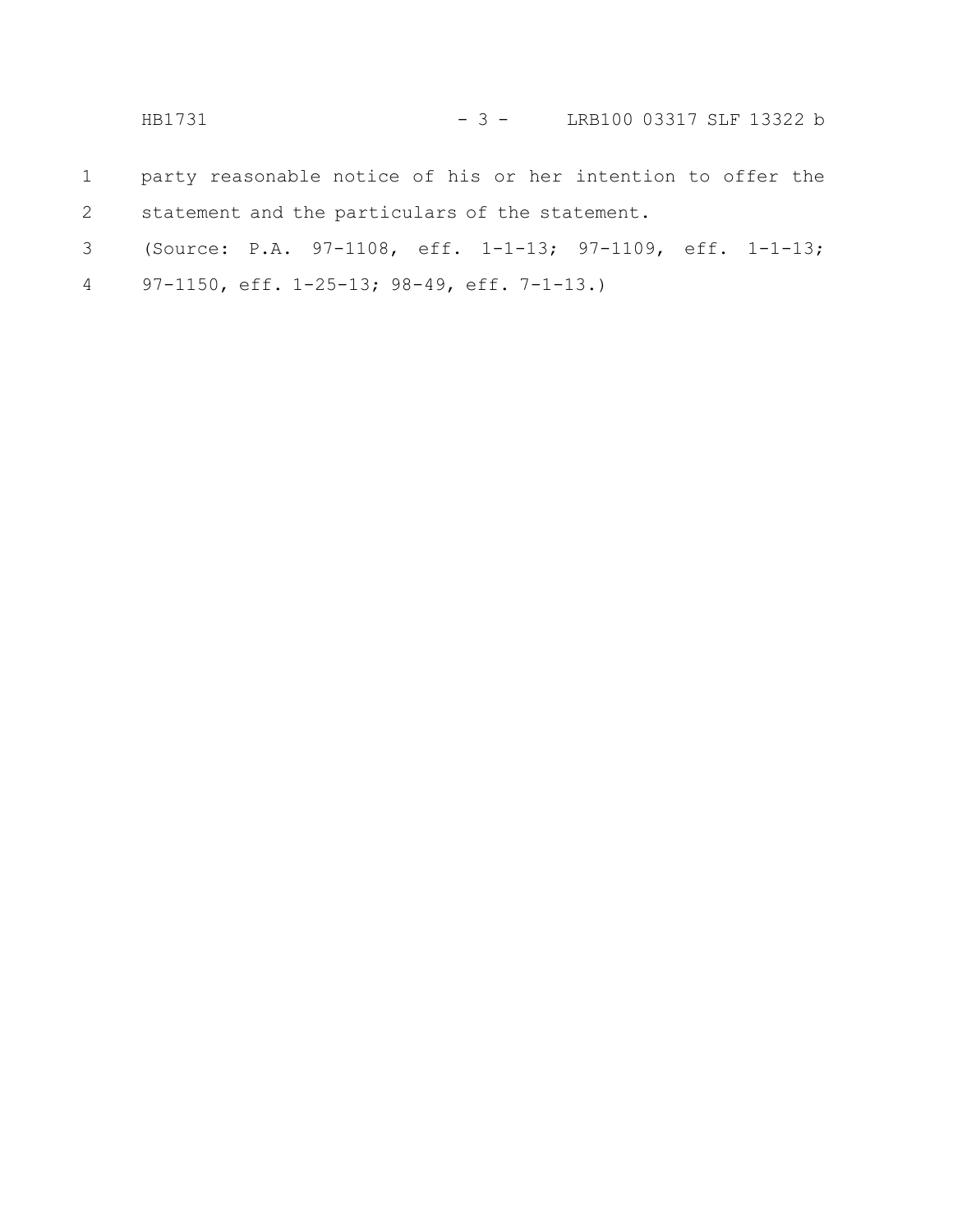party reasonable notice of his or her intention to offer the statement and the particulars of the statement.

(Source: P.A. 97-1108, eff. 1-1-13; 97-1109, eff. 1-1-13; 97-1150, eff. 1-25-13; 98-49, eff. 7-1-13.)